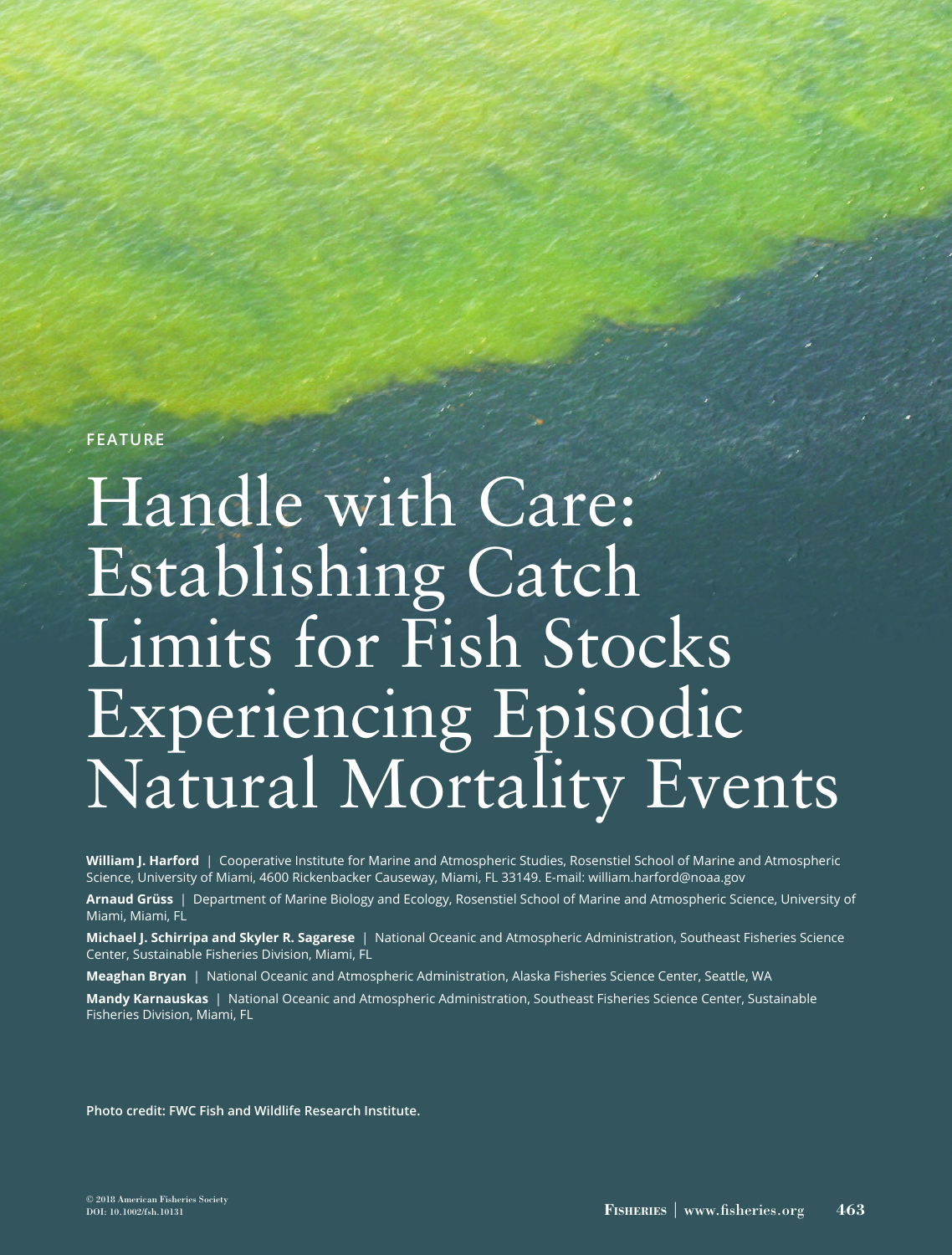FEATURE

# Handle with Care: Establishing Catch Limits for Fish Stocks Experiencing Episodic Natural Mortality Events

**William J. Harford** | Cooperative Institute for Marine and Atmospheric Studies, Rosenstiel School of Marine and Atmospheric Science, University of Miami, 4600 Rickenbacker Causeway, Miami, FL 33149. E-mail: william.harford@noaa.gov

**Arnaud Grüss** | Department of Marine Biology and Ecology, Rosenstiel School of Marine and Atmospheric Science, University of Miami, Miami, FL

**Michael J. Schirripa and Skyler R. Sagarese** | National Oceanic and Atmospheric Administration, Southeast Fisheries Science Center, Sustainable Fisheries Division, Miami, FL

**Meaghan Bryan** | National Oceanic and Atmospheric Administration, Alaska Fisheries Science Center, Seattle, WA

**Mandy Karnauskas** | National Oceanic and Atmospheric Administration, Southeast Fisheries Science Center, Sustainable Fisheries Division, Miami, FL

**Photo credit: FWC Fish and Wildlife Research Institute.**

© 2018 American Fisheries Society
DOI: 10.1002/fsh.10131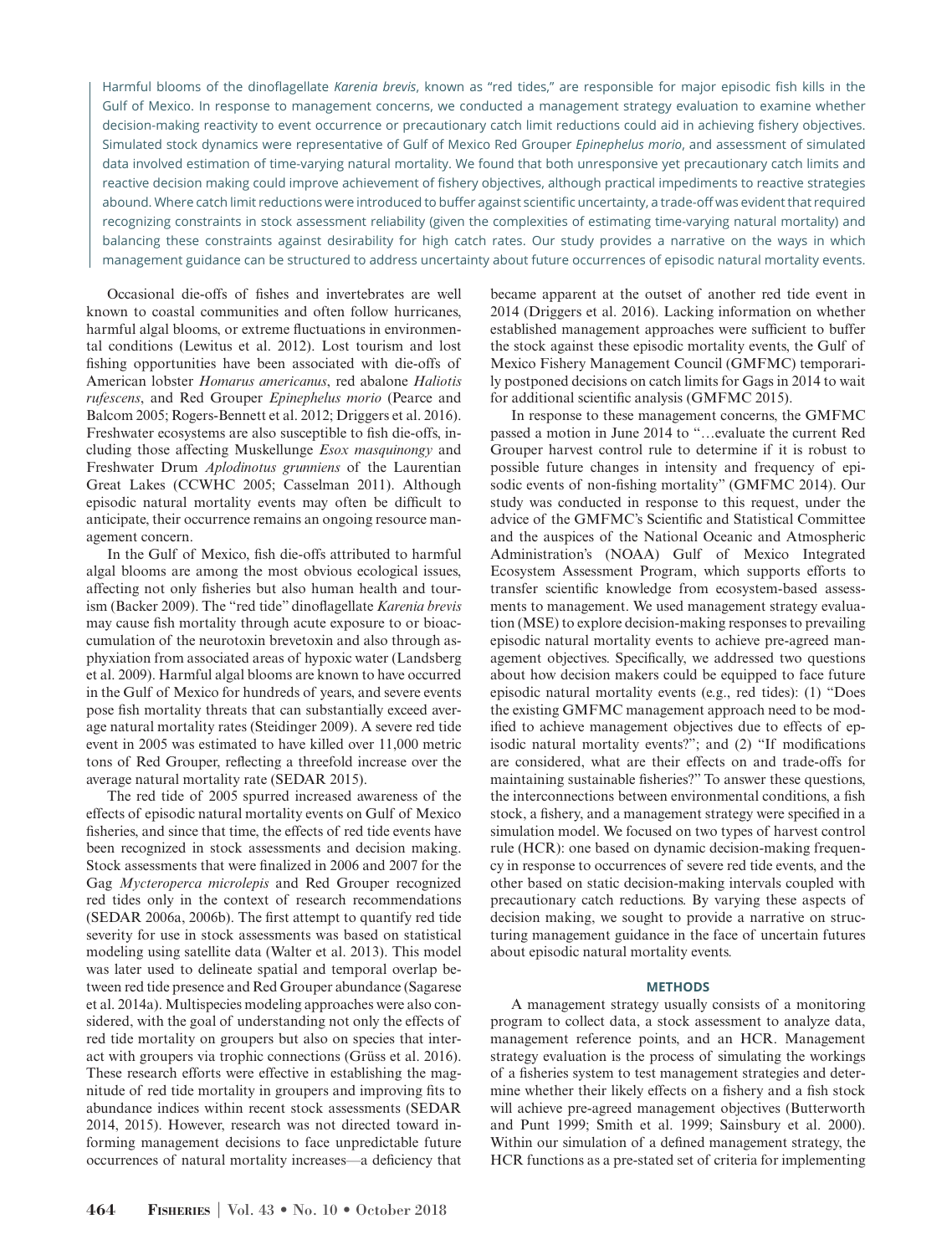Harmful blooms of the dinoflagellate *Karenia brevis*, known as "red tides," are responsible for major episodic fish kills in the Gulf of Mexico. In response to management concerns, we conducted a management strategy evaluation to examine whether decision-making reactivity to event occurrence or precautionary catch limit reductions could aid in achieving fishery objectives. Simulated stock dynamics were representative of Gulf of Mexico Red Grouper *Epinephelus morio*, and assessment of simulated data involved estimation of time-varying natural mortality. We found that both unresponsive yet precautionary catch limits and reactive decision making could improve achievement of fishery objectives, although practical impediments to reactive strategies abound. Where catch limit reductions were introduced to buffer against scientific uncertainty, a trade-off was evident that required recognizing constraints in stock assessment reliability (given the complexities of estimating time-varying natural mortality) and balancing these constraints against desirability for high catch rates. Our study provides a narrative on the ways in which management guidance can be structured to address uncertainty about future occurrences of episodic natural mortality events.

Occasional die-offs of fishes and invertebrates are well known to coastal communities and often follow hurricanes, harmful algal blooms, or extreme fluctuations in environmental conditions (Lewitus et al. 2012). Lost tourism and lost fishing opportunities have been associated with die-offs of American lobster *Homarus americanus*, red abalone *Haliotis rufescens*, and Red Grouper *Epinephelus morio* (Pearce and Balcom 2005; Rogers-Bennett et al. 2012; Driggers et al. 2016). Freshwater ecosystems are also susceptible to fish die-offs, including those affecting Muskellunge *Esox masquinongy* and Freshwater Drum *Aplodinotus grunniens* of the Laurentian Great Lakes (CCWHC 2005; Casselman 2011). Although episodic natural mortality events may often be difficult to anticipate, their occurrence remains an ongoing resource management concern.

In the Gulf of Mexico, fish die-offs attributed to harmful algal blooms are among the most obvious ecological issues, affecting not only fisheries but also human health and tourism (Backer 2009). The "red tide" dinoflagellate *Karenia brevis* may cause fish mortality through acute exposure to or bioaccumulation of the neurotoxin brevetoxin and also through asphyxiation from associated areas of hypoxic water (Landsberg et al. 2009). Harmful algal blooms are known to have occurred in the Gulf of Mexico for hundreds of years, and severe events pose fish mortality threats that can substantially exceed average natural mortality rates (Steidinger 2009). A severe red tide event in 2005 was estimated to have killed over 11,000 metric tons of Red Grouper, reflecting a threefold increase over the average natural mortality rate (SEDAR 2015).

The red tide of 2005 spurred increased awareness of the effects of episodic natural mortality events on Gulf of Mexico fisheries, and since that time, the effects of red tide events have been recognized in stock assessments and decision making. Stock assessments that were finalized in 2006 and 2007 for the Gag *Mycteroperca microlepis* and Red Grouper recognized red tides only in the context of research recommendations (SEDAR 2006a, 2006b). The first attempt to quantify red tide severity for use in stock assessments was based on statistical modeling using satellite data (Walter et al. 2013). This model was later used to delineate spatial and temporal overlap between red tide presence and Red Grouper abundance (Sagarese et al. 2014a). Multispecies modeling approaches were also considered, with the goal of understanding not only the effects of red tide mortality on groupers but also on species that interact with groupers via trophic connections (Grüss et al. 2016). These research efforts were effective in establishing the magnitude of red tide mortality in groupers and improving fits to abundance indices within recent stock assessments (SEDAR 2014, 2015). However, research was not directed toward informing management decisions to face unpredictable future occurrences of natural mortality increases—a deficiency that became apparent at the outset of another red tide event in 2014 (Driggers et al. 2016). Lacking information on whether established management approaches were sufficient to buffer the stock against these episodic mortality events, the Gulf of Mexico Fishery Management Council (GMFMC) temporarily postponed decisions on catch limits for Gags in 2014 to wait for additional scientific analysis (GMFMC 2015).

In response to these management concerns, the GMFMC passed a motion in June 2014 to "…evaluate the current Red Grouper harvest control rule to determine if it is robust to possible future changes in intensity and frequency of episodic events of non-fishing mortality" (GMFMC 2014). Our study was conducted in response to this request, under the advice of the GMFMC's Scientific and Statistical Committee and the auspices of the National Oceanic and Atmospheric Administration's (NOAA) Gulf of Mexico Integrated Ecosystem Assessment Program, which supports efforts to transfer scientific knowledge from ecosystem-based assessments to management. We used management strategy evaluation (MSE) to explore decision-making responses to prevailing episodic natural mortality events to achieve pre-agreed management objectives. Specifically, we addressed two questions about how decision makers could be equipped to face future episodic natural mortality events (e.g., red tides): (1) "Does the existing GMFMC management approach need to be modified to achieve management objectives due to effects of episodic natural mortality events?"; and (2) "If modifications are considered, what are their effects on and trade-offs for maintaining sustainable fisheries?" To answer these questions, the interconnections between environmental conditions, a fish stock, a fishery, and a management strategy were specified in a simulation model. We focused on two types of harvest control rule (HCR): one based on dynamic decision-making frequency in response to occurrences of severe red tide events, and the other based on static decision-making intervals coupled with precautionary catch reductions. By varying these aspects of decision making, we sought to provide a narrative on structuring management guidance in the face of uncertain futures about episodic natural mortality events.

## METHODS

A management strategy usually consists of a monitoring program to collect data, a stock assessment to analyze data, management reference points, and an HCR. Management strategy evaluation is the process of simulating the workings of a fisheries system to test management strategies and determine whether their likely effects on a fishery and a fish stock will achieve pre-agreed management objectives (Butterworth and Punt 1999; Smith et al. 1999; Sainsbury et al. 2000). Within our simulation of a defined management strategy, the HCR functions as a pre-stated set of criteria for implementing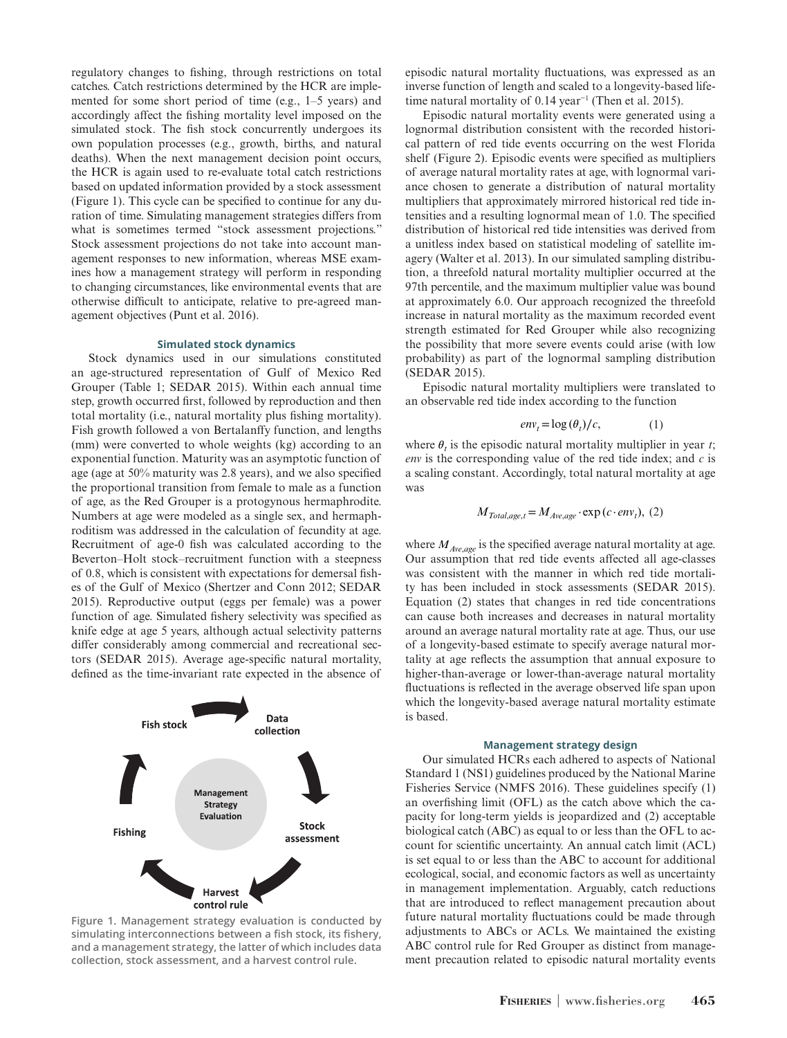regulatory changes to fishing, through restrictions on total catches. Catch restrictions determined by the HCR are implemented for some short period of time (e.g., 1–5 years) and accordingly affect the fishing mortality level imposed on the simulated stock. The fish stock concurrently undergoes its own population processes (e.g., growth, births, and natural deaths). When the next management decision point occurs, the HCR is again used to re-evaluate total catch restrictions based on updated information provided by a stock assessment (Figure 1). This cycle can be specified to continue for any duration of time. Simulating management strategies differs from what is sometimes termed "stock assessment projections." Stock assessment projections do not take into account management responses to new information, whereas MSE examines how a management strategy will perform in responding to changing circumstances, like environmental events that are otherwise difficult to anticipate, relative to pre-agreed management objectives (Punt et al. 2016).

### Simulated stock dynamics

Stock dynamics used in our simulations constituted an age-structured representation of Gulf of Mexico Red Grouper (Table 1; SEDAR 2015). Within each annual time step, growth occurred first, followed by reproduction and then total mortality (i.e., natural mortality plus fishing mortality). Fish growth followed a von Bertalanffy function, and lengths (mm) were converted to whole weights (kg) according to an exponential function. Maturity was an asymptotic function of age (age at 50% maturity was 2.8 years), and we also specified the proportional transition from female to male as a function of age, as the Red Grouper is a protogynous hermaphrodite. Numbers at age were modeled as a single sex, and hermaphroditism was addressed in the calculation of fecundity at age. Recruitment of age-0 fish was calculated according to the Beverton–Holt stock–recruitment function with a steepness of 0.8, which is consistent with expectations for demersal fishes of the Gulf of Mexico (Shertzer and Conn 2012; SEDAR 2015). Reproductive output (eggs per female) was a power function of age. Simulated fishery selectivity was specified as knife edge at age 5 years, although actual selectivity patterns differ considerably among commercial and recreational sectors (SEDAR 2015). Average age-specific natural mortality, defined as the time-invariant rate expected in the absence of episodic natural mortality fluctuations, was expressed as an inverse function of length and scaled to a longevity-based lifetime natural mortality of 0.14 year$^{-1}$ (Then et al. 2015).

Fish stock → Data collection → Stock assessment → Harvest control rule → Fishing (Management Strategy Evaluation)

**Figure 1. Management strategy evaluation is conducted by simulating interconnections between a fish stock, its fishery, and a management strategy, the latter of which includes data collection, stock assessment, and a harvest control rule.**

Episodic natural mortality events were generated using a lognormal distribution consistent with the recorded historical pattern of red tide events occurring on the west Florida shelf (Figure 2). Episodic events were specified as multipliers of average natural mortality rates at age, with lognormal variance chosen to generate a distribution of natural mortality multipliers that approximately mirrored historical red tide intensities and a resulting lognormal mean of 1.0. The specified distribution of historical red tide intensities was derived from a unitless index based on statistical modeling of satellite imagery (Walter et al. 2013). In our simulated sampling distribution, a threefold natural mortality multiplier occurred at the 97th percentile, and the maximum multiplier value was bound at approximately 6.0. Our approach recognized the threefold increase in natural mortality as the maximum recorded event strength estimated for Red Grouper while also recognizing the possibility that more severe events could arise (with low probability) as part of the lognormal sampling distribution (SEDAR 2015).

Episodic natural mortality multipliers were translated to an observable red tide index according to the function

$$env_t = \log(\theta_t)/c, \quad (1)$$

where $\theta_t$ is the episodic natural mortality multiplier in year $t$; $env$ is the corresponding value of the red tide index; and $c$ is a scaling constant. Accordingly, total natural mortality at age was

$$M_{Total,age,t} = M_{Ave,age} \cdot \exp(c \cdot env_t), \quad (2)$$

where $M_{Ave,age}$ is the specified average natural mortality at age. Our assumption that red tide events affected all age-classes was consistent with the manner in which red tide mortality has been included in stock assessments (SEDAR 2015). Equation (2) states that changes in red tide concentrations can cause both increases and decreases in natural mortality around an average natural mortality rate at age. Thus, our use of a longevity-based estimate to specify average natural mortality at age reflects the assumption that annual exposure to higher-than-average or lower-than-average natural mortality fluctuations is reflected in the average observed life span upon which the longevity-based average natural mortality estimate is based.

### Management strategy design

Our simulated HCRs each adhered to aspects of National Standard 1 (NS1) guidelines produced by the National Marine Fisheries Service (NMFS 2016). These guidelines specify (1) an overfishing limit (OFL) as the catch above which the capacity for long-term yields is jeopardized and (2) acceptable biological catch (ABC) as equal to or less than the OFL to account for scientific uncertainty. An annual catch limit (ACL) is set equal to or less than the ABC to account for additional ecological, social, and economic factors as well as uncertainty in management implementation. Arguably, catch reductions that are introduced to reflect management precaution about future natural mortality fluctuations could be made through adjustments to ABCs or ACLs. We maintained the existing ABC control rule for Red Grouper as distinct from management precaution related to episodic natural mortality events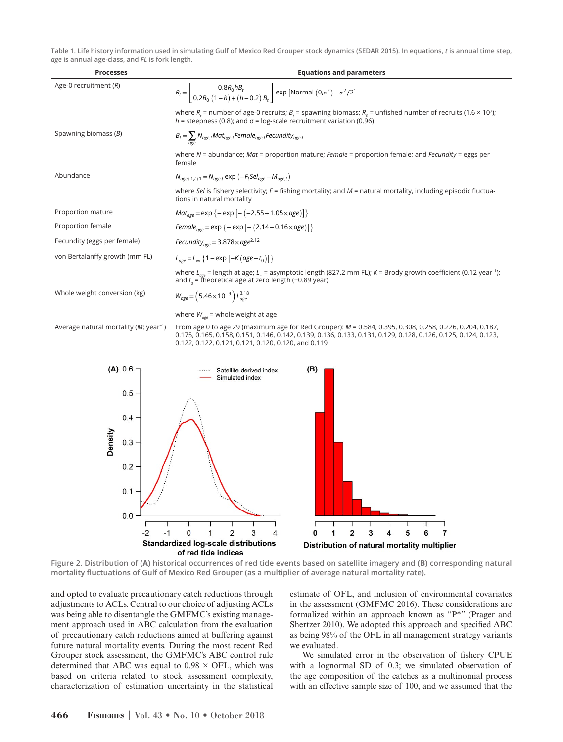Table 1. Life history information used in simulating Gulf of Mexico Red Grouper stock dynamics (SEDAR 2015). In equations, *t* is annual time step, *age* is annual age-class, and *FL* is fork length.

| Processes | Equations and parameters |
|---|---|
| Age-0 recruitment ($R$) | $R_t = \left[ \dfrac{0.8 R_0 h B_t}{0.2 B_0 (1-h) + (h-0.2) B_t} \right] \exp\left[\text{Normal}\left(0,\sigma^2\right) - \sigma^2/2\right]$ |
| | where $R_t$ = number of age-0 recruits; $B_t$ = spawning biomass; $R_0$ = unfished number of recruits ($1.6 \times 10^7$); $h$ = steepness (0.8); and $\sigma$ = log-scale recruitment variation (0.96) |
| Spawning biomass ($B$) | $B_t = \sum_{age} N_{age,t} Mat_{age,t} Female_{age,t} Fecundity_{age,t}$ |
| | where $N$ = abundance; $Mat$ = proportion mature; $Female$ = proportion female; and $Fecundity$ = eggs per female |
| Abundance | $N_{age+1,t+1} = N_{age,t} \exp\left(-F_t Sel_{age} - M_{age,t}\right)$ |
| | where $Sel$ is fishery selectivity; $F$ = fishing mortality; and $M$ = natural mortality, including episodic fluctuations in natural mortality |
| Proportion mature | $Mat_{age} = \exp\left\{-\exp\left[-\left(-2.55 + 1.05 \times age\right)\right]\right\}$ |
| Proportion female | $Female_{age} = \exp\left\{-\exp\left[-\left(2.14 - 0.16 \times age\right)\right]\right\}$ |
| Fecundity (eggs per female) | $Fecundity_{age} = 3.878 \times age^{2.12}$ |
| von Bertalanffy growth (mm FL) | $L_{age} = L_\infty \left\{1 - \exp\left[-K\left(age - t_0\right)\right]\right\}$ |
| | where $L_{age}$ = length at age; $L_\infty$ = asymptotic length (827.2 mm FL); $K$ = Brody growth coefficient (0.12 year$^{-1}$); and $t_0$ = theoretical age at zero length (−0.89 year) |
| Whole weight conversion (kg) | $W_{age} = \left(5.46 \times 10^{-9}\right) L_{age}^{3.18}$ |
| | where $W_{age}$ = whole weight at age |
| Average natural mortality ($M$; year$^{-1}$) | From age 0 to age 29 (maximum age for Red Grouper): $M$ = 0.584, 0.395, 0.308, 0.258, 0.226, 0.204, 0.187, 0.175, 0.165, 0.158, 0.151, 0.146, 0.142, 0.139, 0.136, 0.133, 0.131, 0.129, 0.128, 0.126, 0.125, 0.124, 0.123, 0.122, 0.122, 0.121, 0.121, 0.120, 0.120, and 0.119 |

Figure 2. Distribution of **(A)** historical occurrences of red tide events based on satellite imagery and **(B)** corresponding natural mortality fluctuations of Gulf of Mexico Red Grouper (as a multiplier of average natural mortality rate).

and opted to evaluate precautionary catch reductions through adjustments to ACLs. Central to our choice of adjusting ACLs was being able to disentangle the GMFMC's existing management approach used in ABC calculation from the evaluation of precautionary catch reductions aimed at buffering against future natural mortality events. During the most recent Red Grouper stock assessment, the GMFMC's ABC control rule determined that ABC was equal to 0.98 × OFL, which was based on criteria related to stock assessment complexity, characterization of estimation uncertainty in the statistical estimate of OFL, and inclusion of environmental covariates in the assessment (GMFMC 2016). These considerations are formalized within an approach known as "P*" (Prager and Shertzer 2010). We adopted this approach and specified ABC as being 98% of the OFL in all management strategy variants we evaluated.

We simulated error in the observation of fishery CPUE with a lognormal SD of 0.3; we simulated observation of the age composition of the catches as a multinomial process with an effective sample size of 100, and we assumed that the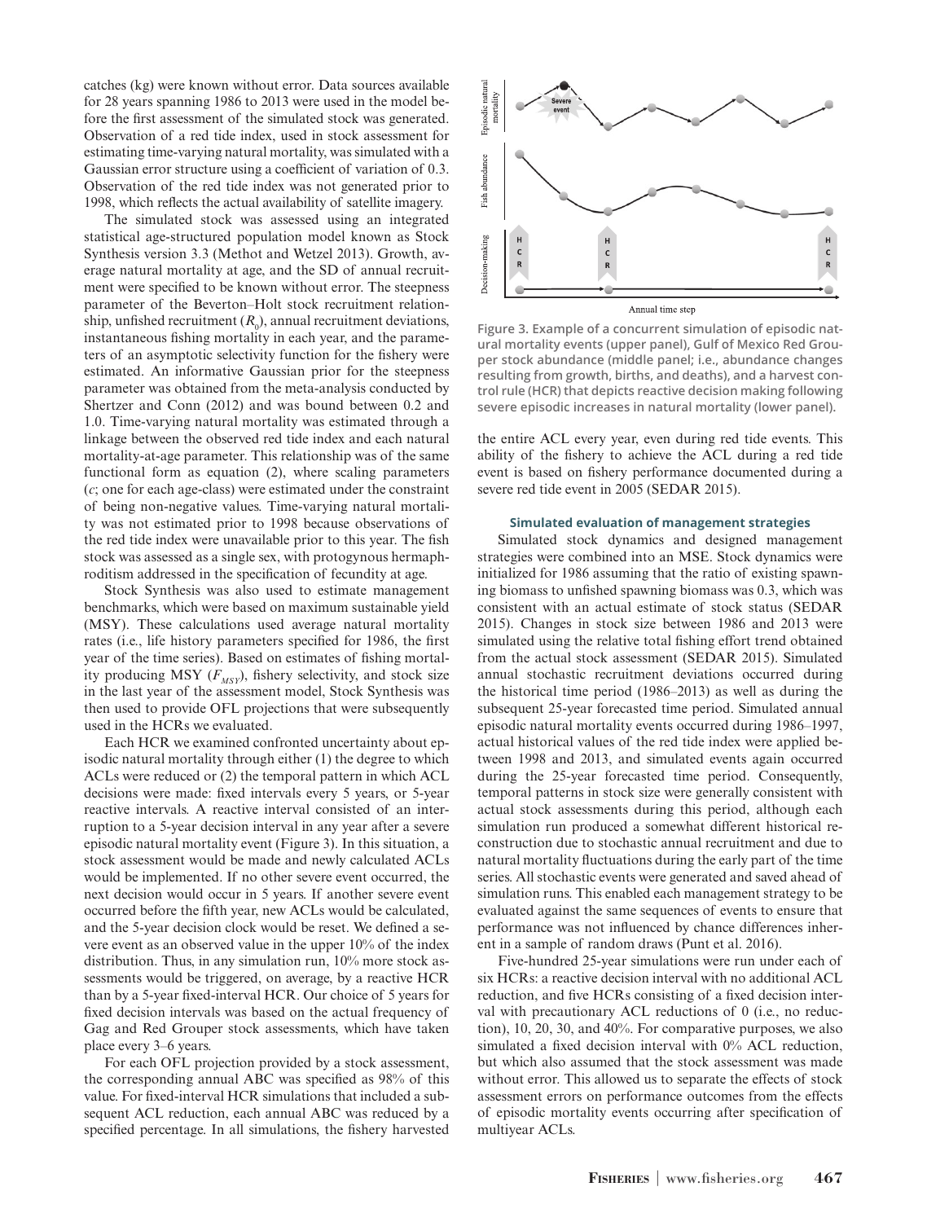catches (kg) were known without error. Data sources available for 28 years spanning 1986 to 2013 were used in the model before the first assessment of the simulated stock was generated. Observation of a red tide index, used in stock assessment for estimating time-varying natural mortality, was simulated with a Gaussian error structure using a coefficient of variation of 0.3. Observation of the red tide index was not generated prior to 1998, which reflects the actual availability of satellite imagery.

The simulated stock was assessed using an integrated statistical age-structured population model known as Stock Synthesis version 3.3 (Methot and Wetzel 2013). Growth, average natural mortality at age, and the SD of annual recruitment were specified to be known without error. The steepness parameter of the Beverton–Holt stock recruitment relationship, unfished recruitment ($R_0$), annual recruitment deviations, instantaneous fishing mortality in each year, and the parameters of an asymptotic selectivity function for the fishery were estimated. An informative Gaussian prior for the steepness parameter was obtained from the meta-analysis conducted by Shertzer and Conn (2012) and was bound between 0.2 and 1.0. Time-varying natural mortality was estimated through a linkage between the observed red tide index and each natural mortality-at-age parameter. This relationship was of the same functional form as equation (2), where scaling parameters ($c$; one for each age-class) were estimated under the constraint of being non-negative values. Time-varying natural mortality was not estimated prior to 1998 because observations of the red tide index were unavailable prior to this year. The fish stock was assessed as a single sex, with protogynous hermaphroditism addressed in the specification of fecundity at age.

Stock Synthesis was also used to estimate management benchmarks, which were based on maximum sustainable yield (MSY). These calculations used average natural mortality rates (i.e., life history parameters specified for 1986, the first year of the time series). Based on estimates of fishing mortality producing MSY ($F_{MSY}$), fishery selectivity, and stock size in the last year of the assessment model, Stock Synthesis was then used to provide OFL projections that were subsequently used in the HCRs we evaluated.

Each HCR we examined confronted uncertainty about episodic natural mortality through either (1) the degree to which ACLs were reduced or (2) the temporal pattern in which ACL decisions were made: fixed intervals every 5 years, or 5-year reactive intervals. A reactive interval consisted of an interruption to a 5-year decision interval in any year after a severe episodic natural mortality event (Figure 3). In this situation, a stock assessment would be made and newly calculated ACLs would be implemented. If no other severe event occurred, the next decision would occur in 5 years. If another severe event occurred before the fifth year, new ACLs would be calculated, and the 5-year decision clock would be reset. We defined a severe event as an observed value in the upper 10% of the index distribution. Thus, in any simulation run, 10% more stock assessments would be triggered, on average, by a reactive HCR than by a 5-year fixed-interval HCR. Our choice of 5 years for fixed decision intervals was based on the actual frequency of Gag and Red Grouper stock assessments, which have taken place every 3–6 years.

For each OFL projection provided by a stock assessment, the corresponding annual ABC was specified as 98% of this value. For fixed-interval HCR simulations that included a subsequent ACL reduction, each annual ABC was reduced by a specified percentage. In all simulations, the fishery harvested the entire ACL every year, even during red tide events. This ability of the fishery to achieve the ACL during a red tide event is based on fishery performance documented during a severe red tide event in 2005 (SEDAR 2015).

**Figure 3. Example of a concurrent simulation of episodic natural mortality events (upper panel), Gulf of Mexico Red Grouper stock abundance (middle panel; i.e., abundance changes resulting from growth, births, and deaths), and a harvest control rule (HCR) that depicts reactive decision making following severe episodic increases in natural mortality (lower panel).**

### Simulated evaluation of management strategies

Simulated stock dynamics and designed management strategies were combined into an MSE. Stock dynamics were initialized for 1986 assuming that the ratio of existing spawning biomass to unfished spawning biomass was 0.3, which was consistent with an actual estimate of stock status (SEDAR 2015). Changes in stock size between 1986 and 2013 were simulated using the relative total fishing effort trend obtained from the actual stock assessment (SEDAR 2015). Simulated annual stochastic recruitment deviations occurred during the historical time period (1986–2013) as well as during the subsequent 25-year forecasted time period. Simulated annual episodic natural mortality events occurred during 1986–1997, actual historical values of the red tide index were applied between 1998 and 2013, and simulated events again occurred during the 25-year forecasted time period. Consequently, temporal patterns in stock size were generally consistent with actual stock assessments during this period, although each simulation run produced a somewhat different historical reconstruction due to stochastic annual recruitment and due to natural mortality fluctuations during the early part of the time series. All stochastic events were generated and saved ahead of simulation runs. This enabled each management strategy to be evaluated against the same sequences of events to ensure that performance was not influenced by chance differences inherent in a sample of random draws (Punt et al. 2016).

Five-hundred 25-year simulations were run under each of six HCRs: a reactive decision interval with no additional ACL reduction, and five HCRs consisting of a fixed decision interval with precautionary ACL reductions of 0 (i.e., no reduction), 10, 20, 30, and 40%. For comparative purposes, we also simulated a fixed decision interval with 0% ACL reduction, but which also assumed that the stock assessment was made without error. This allowed us to separate the effects of stock assessment errors on performance outcomes from the effects of episodic mortality events occurring after specification of multiyear ACLs.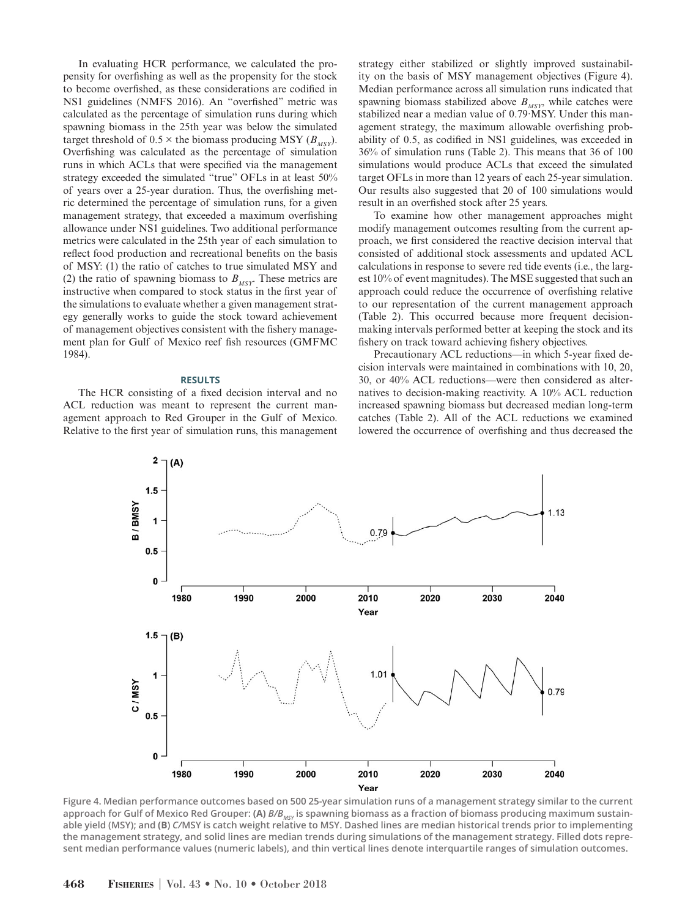In evaluating HCR performance, we calculated the propensity for overfishing as well as the propensity for the stock to become overfished, as these considerations are codified in NS1 guidelines (NMFS 2016). An "overfished" metric was calculated as the percentage of simulation runs during which spawning biomass in the 25th year was below the simulated target threshold of $0.5 \times$ the biomass producing MSY ($B_{MSY}$). Overfishing was calculated as the percentage of simulation runs in which ACLs that were specified via the management strategy exceeded the simulated "true" OFLs in at least 50% of years over a 25-year duration. Thus, the overfishing metric determined the percentage of simulation runs, for a given management strategy, that exceeded a maximum overfishing allowance under NS1 guidelines. Two additional performance metrics were calculated in the 25th year of each simulation to reflect food production and recreational benefits on the basis of MSY: (1) the ratio of catches to true simulated MSY and (2) the ratio of spawning biomass to $B_{MSY}$. These metrics are instructive when compared to stock status in the first year of the simulations to evaluate whether a given management strategy generally works to guide the stock toward achievement of management objectives consistent with the fishery management plan for Gulf of Mexico reef fish resources (GMFMC 1984).

## RESULTS

The HCR consisting of a fixed decision interval and no ACL reduction was meant to represent the current management approach to Red Grouper in the Gulf of Mexico. Relative to the first year of simulation runs, this management strategy either stabilized or slightly improved sustainability on the basis of MSY management objectives (Figure 4). Median performance across all simulation runs indicated that spawning biomass stabilized above $B_{MSY}$, while catches were stabilized near a median value of 0.79·MSY. Under this management strategy, the maximum allowable overfishing probability of 0.5, as codified in NS1 guidelines, was exceeded in 36% of simulation runs (Table 2). This means that 36 of 100 simulations would produce ACLs that exceed the simulated target OFLs in more than 12 years of each 25-year simulation. Our results also suggested that 20 of 100 simulations would result in an overfished stock after 25 years.

To examine how other management approaches might modify management outcomes resulting from the current approach, we first considered the reactive decision interval that consisted of additional stock assessments and updated ACL calculations in response to severe red tide events (i.e., the largest 10% of event magnitudes). The MSE suggested that such an approach could reduce the occurrence of overfishing relative to our representation of the current management approach (Table 2). This occurred because more frequent decision-making intervals performed better at keeping the stock and its fishery on track toward achieving fishery objectives.

Precautionary ACL reductions—in which 5-year fixed decision intervals were maintained in combinations with 10, 20, 30, or 40% ACL reductions—were then considered as alternatives to decision-making reactivity. A 10% ACL reduction increased spawning biomass but decreased median long-term catches (Table 2). All of the ACL reductions we examined lowered the occurrence of overfishing and thus decreased the

**Figure 4.** Median performance outcomes based on 500 25-year simulation runs of a management strategy similar to the current approach for Gulf of Mexico Red Grouper: **(A)** $B/B_{MSY}$ is spawning biomass as a fraction of biomass producing maximum sustainable yield (MSY); and **(B)** $C$/MSY is catch weight relative to MSY. Dashed lines are median historical trends prior to implementing the management strategy, and solid lines are median trends during simulations of the management strategy. Filled dots represent median performance values (numeric labels), and thin vertical lines denote interquartile ranges of simulation outcomes.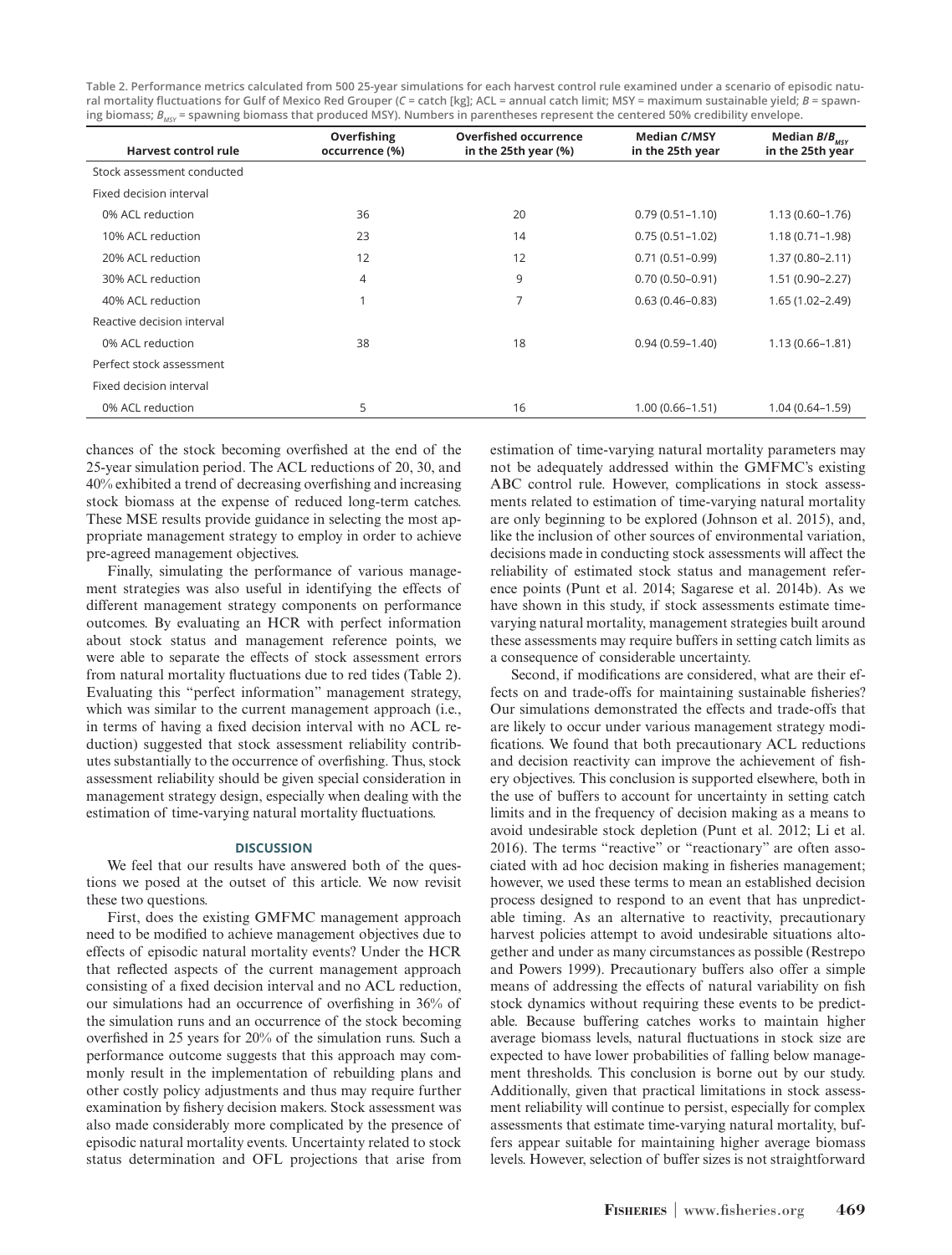Table 2. Performance metrics calculated from 500 25-year simulations for each harvest control rule examined under a scenario of episodic natural mortality fluctuations for Gulf of Mexico Red Grouper ($C$ = catch [kg]; ACL = annual catch limit; MSY = maximum sustainable yield; $B$ = spawning biomass; $B_{MSY}$ = spawning biomass that produced MSY). Numbers in parentheses represent the centered 50% credibility envelope.

| Harvest control rule | Overfishing occurrence (%) | Overfished occurrence in the 25th year (%) | Median $C$/MSY in the 25th year | Median $B/B_{MSY}$ in the 25th year |
|---|---|---|---|---|
| Stock assessment conducted | | | | |
| Fixed decision interval | | | | |
| 0% ACL reduction | 36 | 20 | 0.79 (0.51–1.10) | 1.13 (0.60–1.76) |
| 10% ACL reduction | 23 | 14 | 0.75 (0.51–1.02) | 1.18 (0.71–1.98) |
| 20% ACL reduction | 12 | 12 | 0.71 (0.51–0.99) | 1.37 (0.80–2.11) |
| 30% ACL reduction | 4 | 9 | 0.70 (0.50–0.91) | 1.51 (0.90–2.27) |
| 40% ACL reduction | 1 | 7 | 0.63 (0.46–0.83) | 1.65 (1.02–2.49) |
| Reactive decision interval | | | | |
| 0% ACL reduction | 38 | 18 | 0.94 (0.59–1.40) | 1.13 (0.66–1.81) |
| Perfect stock assessment | | | | |
| Fixed decision interval | | | | |
| 0% ACL reduction | 5 | 16 | 1.00 (0.66–1.51) | 1.04 (0.64–1.59) |

chances of the stock becoming overfished at the end of the 25-year simulation period. The ACL reductions of 20, 30, and 40% exhibited a trend of decreasing overfishing and increasing stock biomass at the expense of reduced long-term catches. These MSE results provide guidance in selecting the most appropriate management strategy to employ in order to achieve pre-agreed management objectives.

Finally, simulating the performance of various management strategies was also useful in identifying the effects of different management strategy components on performance outcomes. By evaluating an HCR with perfect information about stock status and management reference points, we were able to separate the effects of stock assessment errors from natural mortality fluctuations due to red tides (Table 2). Evaluating this "perfect information" management strategy, which was similar to the current management approach (i.e., in terms of having a fixed decision interval with no ACL reduction) suggested that stock assessment reliability contributes substantially to the occurrence of overfishing. Thus, stock assessment reliability should be given special consideration in management strategy design, especially when dealing with the estimation of time-varying natural mortality fluctuations.

## DISCUSSION

We feel that our results have answered both of the questions we posed at the outset of this article. We now revisit these two questions.

First, does the existing GMFMC management approach need to be modified to achieve management objectives due to effects of episodic natural mortality events? Under the HCR that reflected aspects of the current management approach consisting of a fixed decision interval and no ACL reduction, our simulations had an occurrence of overfishing in 36% of the simulation runs and an occurrence of the stock becoming overfished in 25 years for 20% of the simulation runs. Such a performance outcome suggests that this approach may commonly result in the implementation of rebuilding plans and other costly policy adjustments and thus may require further examination by fishery decision makers. Stock assessment was also made considerably more complicated by the presence of episodic natural mortality events. Uncertainty related to stock status determination and OFL projections that arise from estimation of time-varying natural mortality parameters may not be adequately addressed within the GMFMC's existing ABC control rule. However, complications in stock assessments related to estimation of time-varying natural mortality are only beginning to be explored (Johnson et al. 2015), and, like the inclusion of other sources of environmental variation, decisions made in conducting stock assessments will affect the reliability of estimated stock status and management reference points (Punt et al. 2014; Sagarese et al. 2014b). As we have shown in this study, if stock assessments estimate time-varying natural mortality, management strategies built around these assessments may require buffers in setting catch limits as a consequence of considerable uncertainty.

Second, if modifications are considered, what are their effects on and trade-offs for maintaining sustainable fisheries? Our simulations demonstrated the effects and trade-offs that are likely to occur under various management strategy modifications. We found that both precautionary ACL reductions and decision reactivity can improve the achievement of fishery objectives. This conclusion is supported elsewhere, both in the use of buffers to account for uncertainty in setting catch limits and in the frequency of decision making as a means to avoid undesirable stock depletion (Punt et al. 2012; Li et al. 2016). The terms "reactive" or "reactionary" are often associated with ad hoc decision making in fisheries management; however, we used these terms to mean an established decision process designed to respond to an event that has unpredictable timing. As an alternative to reactivity, precautionary harvest policies attempt to avoid undesirable situations altogether and under as many circumstances as possible (Restrepo and Powers 1999). Precautionary buffers also offer a simple means of addressing the effects of natural variability on fish stock dynamics without requiring these events to be predictable. Because buffering catches works to maintain higher average biomass levels, natural fluctuations in stock size are expected to have lower probabilities of falling below management thresholds. This conclusion is borne out by our study. Additionally, given that practical limitations in stock assessment reliability will continue to persist, especially for complex assessments that estimate time-varying natural mortality, buffers appear suitable for maintaining higher average biomass levels. However, selection of buffer sizes is not straightforward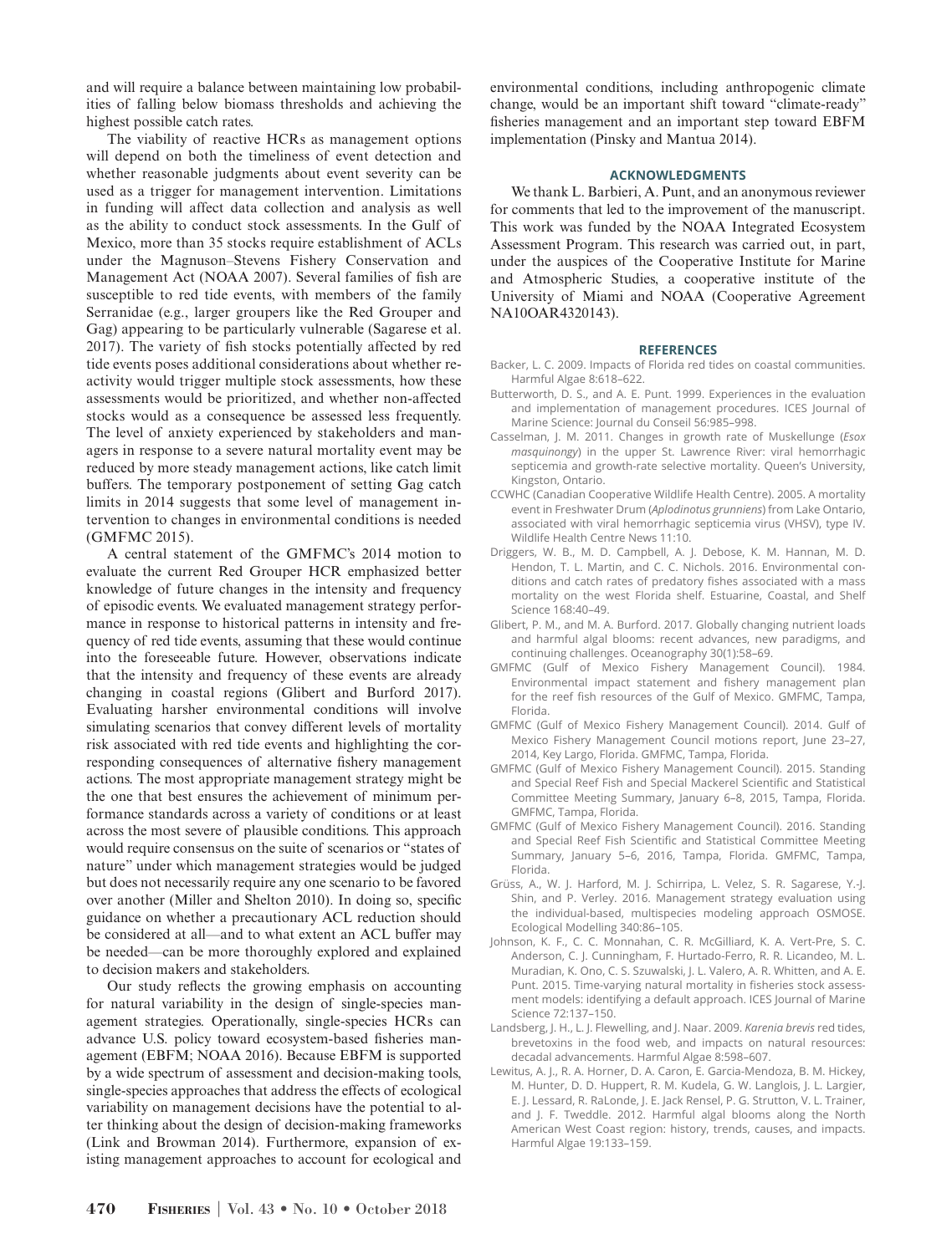and will require a balance between maintaining low probabilities of falling below biomass thresholds and achieving the highest possible catch rates.

The viability of reactive HCRs as management options will depend on both the timeliness of event detection and whether reasonable judgments about event severity can be used as a trigger for management intervention. Limitations in funding will affect data collection and analysis as well as the ability to conduct stock assessments. In the Gulf of Mexico, more than 35 stocks require establishment of ACLs under the Magnuson–Stevens Fishery Conservation and Management Act (NOAA 2007). Several families of fish are susceptible to red tide events, with members of the family Serranidae (e.g., larger groupers like the Red Grouper and Gag) appearing to be particularly vulnerable (Sagarese et al. 2017). The variety of fish stocks potentially affected by red tide events poses additional considerations about whether reactivity would trigger multiple stock assessments, how these assessments would be prioritized, and whether non-affected stocks would as a consequence be assessed less frequently. The level of anxiety experienced by stakeholders and managers in response to a severe natural mortality event may be reduced by more steady management actions, like catch limit buffers. The temporary postponement of setting Gag catch limits in 2014 suggests that some level of management intervention to changes in environmental conditions is needed (GMFMC 2015).

A central statement of the GMFMC's 2014 motion to evaluate the current Red Grouper HCR emphasized better knowledge of future changes in the intensity and frequency of episodic events. We evaluated management strategy performance in response to historical patterns in intensity and frequency of red tide events, assuming that these would continue into the foreseeable future. However, observations indicate that the intensity and frequency of these events are already changing in coastal regions (Glibert and Burford 2017). Evaluating harsher environmental conditions will involve simulating scenarios that convey different levels of mortality risk associated with red tide events and highlighting the corresponding consequences of alternative fishery management actions. The most appropriate management strategy might be the one that best ensures the achievement of minimum performance standards across a variety of conditions or at least across the most severe of plausible conditions. This approach would require consensus on the suite of scenarios or "states of nature" under which management strategies would be judged but does not necessarily require any one scenario to be favored over another (Miller and Shelton 2010). In doing so, specific guidance on whether a precautionary ACL reduction should be considered at all—and to what extent an ACL buffer may be needed—can be more thoroughly explored and explained to decision makers and stakeholders.

Our study reflects the growing emphasis on accounting for natural variability in the design of single-species management strategies. Operationally, single-species HCRs can advance U.S. policy toward ecosystem-based fisheries management (EBFM; NOAA 2016). Because EBFM is supported by a wide spectrum of assessment and decision-making tools, single-species approaches that address the effects of ecological variability on management decisions have the potential to alter thinking about the design of decision-making frameworks (Link and Browman 2014). Furthermore, expansion of existing management approaches to account for ecological and environmental conditions, including anthropogenic climate change, would be an important shift toward "climate-ready" fisheries management and an important step toward EBFM implementation (Pinsky and Mantua 2014).

## ACKNOWLEDGMENTS

We thank L. Barbieri, A. Punt, and an anonymous reviewer for comments that led to the improvement of the manuscript. This work was funded by the NOAA Integrated Ecosystem Assessment Program. This research was carried out, in part, under the auspices of the Cooperative Institute for Marine and Atmospheric Studies, a cooperative institute of the University of Miami and NOAA (Cooperative Agreement NA10OAR4320143).

## REFERENCES

Backer, L. C. 2009. Impacts of Florida red tides on coastal communities. Harmful Algae 8:618–622.

Butterworth, D. S., and A. E. Punt. 1999. Experiences in the evaluation and implementation of management procedures. ICES Journal of Marine Science: Journal du Conseil 56:985–998.

Casselman, J. M. 2011. Changes in growth rate of Muskellunge (*Esox masquinongy*) in the upper St. Lawrence River: viral hemorrhagic septicemia and growth-rate selective mortality. Queen's University, Kingston, Ontario.

CCWHC (Canadian Cooperative Wildlife Health Centre). 2005. A mortality event in Freshwater Drum (*Aplodinotus grunniens*) from Lake Ontario, associated with viral hemorrhagic septicemia virus (VHSV), type IV. Wildlife Health Centre News 11:10.

Driggers, W. B., M. D. Campbell, A. J. Debose, K. M. Hannan, M. D. Hendon, T. L. Martin, and C. C. Nichols. 2016. Environmental conditions and catch rates of predatory fishes associated with a mass mortality on the west Florida shelf. Estuarine, Coastal, and Shelf Science 168:40–49.

Glibert, P. M., and M. A. Burford. 2017. Globally changing nutrient loads and harmful algal blooms: recent advances, new paradigms, and continuing challenges. Oceanography 30(1):58–69.

GMFMC (Gulf of Mexico Fishery Management Council). 1984. Environmental impact statement and fishery management plan for the reef fish resources of the Gulf of Mexico. GMFMC, Tampa, Florida.

GMFMC (Gulf of Mexico Fishery Management Council). 2014. Gulf of Mexico Fishery Management Council motions report, June 23–27, 2014, Key Largo, Florida. GMFMC, Tampa, Florida.

GMFMC (Gulf of Mexico Fishery Management Council). 2015. Standing and Special Reef Fish and Special Mackerel Scientific and Statistical Committee Meeting Summary, January 6–8, 2015, Tampa, Florida. GMFMC, Tampa, Florida.

GMFMC (Gulf of Mexico Fishery Management Council). 2016. Standing and Special Reef Fish Scientific and Statistical Committee Meeting Summary, January 5–6, 2016, Tampa, Florida. GMFMC, Tampa, Florida.

Grüss, A., W. J. Harford, M. J. Schirripa, L. Velez, S. R. Sagarese, Y.-J. Shin, and P. Verley. 2016. Management strategy evaluation using the individual-based, multispecies modeling approach OSMOSE. Ecological Modelling 340:86–105.

Johnson, K. F., C. C. Monnahan, C. R. McGilliard, K. A. Vert-Pre, S. C. Anderson, C. J. Cunningham, F. Hurtado-Ferro, R. R. Licandeo, M. L. Muradian, K. Ono, C. S. Szuwalski, J. L. Valero, A. R. Whitten, and A. E. Punt. 2015. Time-varying natural mortality in fisheries stock assessment models: identifying a default approach. ICES Journal of Marine Science 72:137–150.

Landsberg, J. H., L. J. Flewelling, and J. Naar. 2009. *Karenia brevis* red tides, brevetoxins in the food web, and impacts on natural resources: decadal advancements. Harmful Algae 8:598–607.

Lewitus, A. J., R. A. Horner, D. A. Caron, E. Garcia-Mendoza, B. M. Hickey, M. Hunter, D. D. Huppert, R. M. Kudela, G. W. Langlois, J. L. Largier, E. J. Lessard, R. RaLonde, J. E. Jack Rensel, P. G. Strutton, V. L. Trainer, and J. F. Tweddle. 2012. Harmful algal blooms along the North American West Coast region: history, trends, causes, and impacts. Harmful Algae 19:133–159.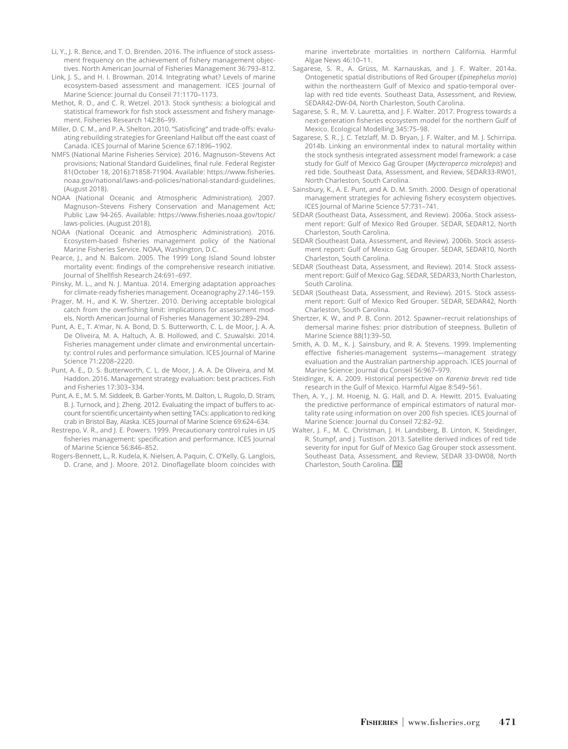Li, Y., J. R. Bence, and T. O. Brenden. 2016. The influence of stock assessment frequency on the achievement of fishery management objectives. North American Journal of Fisheries Management 36:793–812.

Link, J. S., and H. I. Browman. 2014. Integrating what? Levels of marine ecosystem-based assessment and management. ICES Journal of Marine Science: Journal du Conseil 71:1170–1173.

Methot, R. D., and C. R. Wetzel. 2013. Stock synthesis: a biological and statistical framework for fish stock assessment and fishery management. Fisheries Research 142:86–99.

Miller, D. C. M., and P. A. Shelton. 2010. "Satisficing" and trade-offs: evaluating rebuilding strategies for Greenland Halibut off the east coast of Canada. ICES Journal of Marine Science 67:1896–1902.

NMFS (National Marine Fisheries Service). 2016. Magnuson–Stevens Act provisions; National Standard Guidelines, final rule. Federal Register 81(October 18, 2016):71858-71904. Available: https://www.fisheries.noaa.gov/national/laws-and-policies/national-standard-guidelines. (August 2018).

NOAA (National Oceanic and Atmospheric Administration). 2007. Magnuson–Stevens Fishery Conservation and Management Act; Public Law 94-265. Available: https://www.fisheries.noaa.gov/topic/laws-policies. (August 2018).

NOAA (National Oceanic and Atmospheric Administration). 2016. Ecosystem-based fisheries management policy of the National Marine Fisheries Service. NOAA, Washington, D.C.

Pearce, J., and N. Balcom. 2005. The 1999 Long Island Sound lobster mortality event: findings of the comprehensive research initiative. Journal of Shellfish Research 24:691–697.

Pinsky, M. L., and N. J. Mantua. 2014. Emerging adaptation approaches for climate-ready fisheries management. Oceanography 27:146–159.

Prager, M. H., and K. W. Shertzer. 2010. Deriving acceptable biological catch from the overfishing limit: implications for assessment models. North American Journal of Fisheries Management 30:289–294.

Punt, A. E., T. A'mar, N. A. Bond, D. S. Butterworth, C. L. de Moor, J. A. A. De Oliveira, M. A. Haltuch, A. B. Hollowed, and C. Szuwalski. 2014. Fisheries management under climate and environmental uncertainty: control rules and performance simulation. ICES Journal of Marine Science 71:2208–2220.

Punt, A. E., D. S. Butterworth, C. L. de Moor, J. A. A. De Oliveira, and M. Haddon. 2016. Management strategy evaluation: best practices. Fish and Fisheries 17:303–334.

Punt, A. E., M. S. M. Siddeek, B. Garber-Yonts, M. Dalton, L. Rugolo, D. Stram, B. J. Turnock, and J. Zheng. 2012. Evaluating the impact of buffers to account for scientific uncertainty when setting TACs: application to red king crab in Bristol Bay, Alaska. ICES Journal of Marine Science 69:624–634.

Restrepo, V. R., and J. E. Powers. 1999. Precautionary control rules in US fisheries management: specification and performance. ICES Journal of Marine Science 56:846–852.

Rogers-Bennett, L., R. Kudela, K. Nielsen, A. Paquin, C. O'Kelly, G. Langlois, D. Crane, and J. Moore. 2012. Dinoflagellate bloom coincides with marine invertebrate mortalities in northern California. Harmful Algae News 46:10–11.

Sagarese, S. R., A. Grüss, M. Karnauskas, and J. F. Walter. 2014a. Ontogenetic spatial distributions of Red Grouper (*Epinephelus morio*) within the northeastern Gulf of Mexico and spatio-temporal overlap with red tide events. Southeast Data, Assessment, and Review, SEDAR42-DW-04, North Charleston, South Carolina.

Sagarese, S. R., M. V. Lauretta, and J. F. Walter. 2017. Progress towards a next-generation fisheries ecosystem model for the northern Gulf of Mexico. Ecological Modelling 345:75–98.

Sagarese, S. R., J. C. Tetzlaff, M. D. Bryan, J. F. Walter, and M. J. Schirripa. 2014b. Linking an environmental index to natural mortality within the stock synthesis integrated assessment model framework: a case study for Gulf of Mexico Gag Grouper (*Mycteroperca microlepis*) and red tide. Southeast Data, Assessment, and Review, SEDAR33-RW01, North Charleston, South Carolina.

Sainsbury, K., A. E. Punt, and A. D. M. Smith. 2000. Design of operational management strategies for achieving fishery ecosystem objectives. ICES Journal of Marine Science 57:731–741.

SEDAR (Southeast Data, Assessment, and Review). 2006a. Stock assessment report: Gulf of Mexico Red Grouper. SEDAR, SEDAR12, North Charleston, South Carolina.

SEDAR (Southeast Data, Assessment, and Review). 2006b. Stock assessment report: Gulf of Mexico Gag Grouper. SEDAR, SEDAR10, North Charleston, South Carolina.

SEDAR (Southeast Data, Assessment, and Review). 2014. Stock assessment report: Gulf of Mexico Gag. SEDAR, SEDAR33, North Charleston, South Carolina.

SEDAR (Southeast Data, Assessment, and Review). 2015. Stock assessment report: Gulf of Mexico Red Grouper. SEDAR, SEDAR42, North Charleston, South Carolina.

Shertzer, K. W., and P. B. Conn. 2012. Spawner–recruit relationships of demersal marine fishes: prior distribution of steepness. Bulletin of Marine Science 88(1):39–50.

Smith, A. D. M., K. J. Sainsbury, and R. A. Stevens. 1999. Implementing effective fisheries-management systems—management strategy evaluation and the Australian partnership approach. ICES Journal of Marine Science: Journal du Conseil 56:967–979.

Steidinger, K. A. 2009. Historical perspective on *Karenia brevis* red tide research in the Gulf of Mexico. Harmful Algae 8:549–561.

Then, A. Y., J. M. Hoenig, N. G. Hall, and D. A. Hewitt. 2015. Evaluating the predictive performance of empirical estimators of natural mortality rate using information on over 200 fish species. ICES Journal of Marine Science: Journal du Conseil 72:82–92.

Walter, J. F., M. C. Christman, J. H. Landsberg, B. Linton, K. Steidinger, R. Stumpf, and J. Tustison. 2013. Satellite derived indices of red tide severity for input for Gulf of Mexico Gag Grouper stock assessment. Southeast Data, Assessment, and Review, SEDAR 33-DW08, North Charleston, South Carolina.